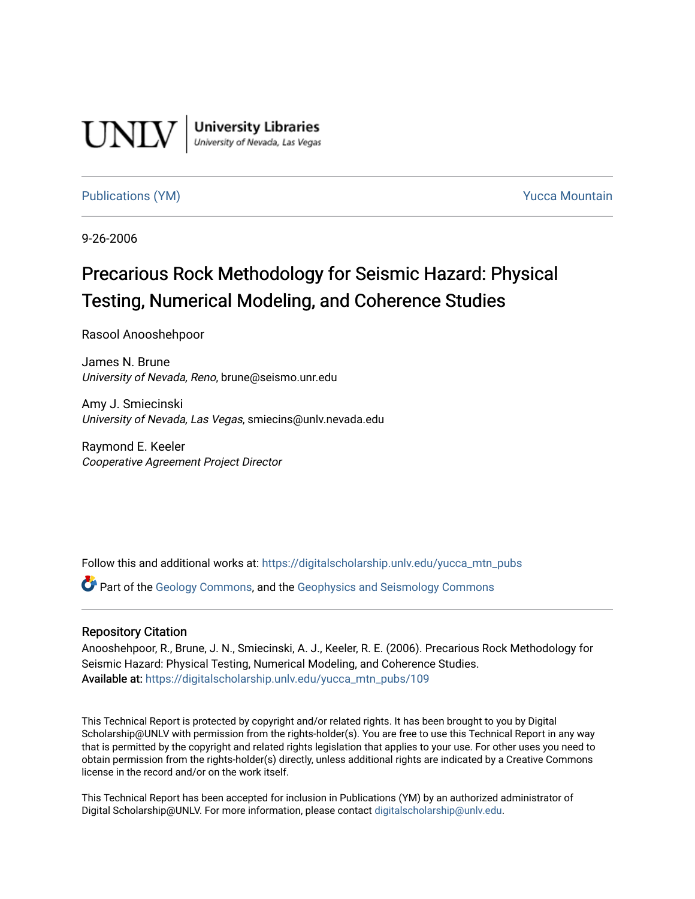UNLV | University Libraries
University of Nevada, Las Vegas

Publications (YM) | Yucca Mountain

9-26-2006

# Precarious Rock Methodology for Seismic Hazard: Physical Testing, Numerical Modeling, and Coherence Studies

Rasool Anooshehpoor

James N. Brune
*University of Nevada, Reno*, brune@seismo.unr.edu

Amy J. Smiecinski
*University of Nevada, Las Vegas*, smiecins@unlv.nevada.edu

Raymond E. Keeler
*Cooperative Agreement Project Director*

Follow this and additional works at: https://digitalscholarship.unlv.edu/yucca_mtn_pubs

Part of the Geology Commons, and the Geophysics and Seismology Commons

## Repository Citation

Anooshehpoor, R., Brune, J. N., Smiecinski, A. J., Keeler, R. E. (2006). Precarious Rock Methodology for Seismic Hazard: Physical Testing, Numerical Modeling, and Coherence Studies.
**Available at:** https://digitalscholarship.unlv.edu/yucca_mtn_pubs/109

This Technical Report is protected by copyright and/or related rights. It has been brought to you by Digital Scholarship@UNLV with permission from the rights-holder(s). You are free to use this Technical Report in any way that is permitted by the copyright and related rights legislation that applies to your use. For other uses you need to obtain permission from the rights-holder(s) directly, unless additional rights are indicated by a Creative Commons license in the record and/or on the work itself.

This Technical Report has been accepted for inclusion in Publications (YM) by an authorized administrator of Digital Scholarship@UNLV. For more information, please contact digitalscholarship@unlv.edu.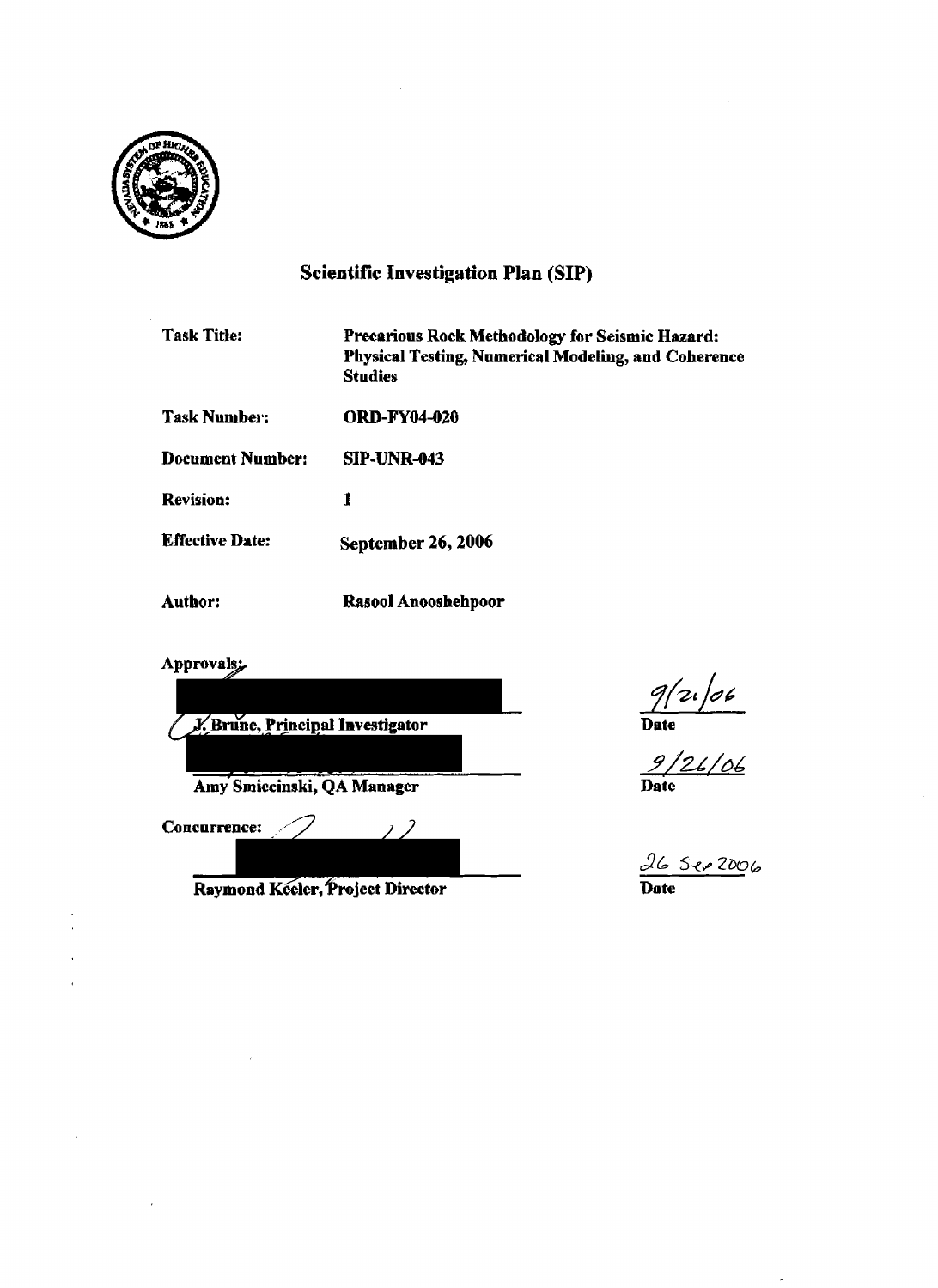# Scientific Investigation Plan (SIP)

| | |
|---|---|
| **Task Title:** | **Precarious Rock Methodology for Seismic Hazard: Physical Testing, Numerical Modeling, and Coherence Studies** |
| **Task Number:** | **ORD-FY04-020** |
| **Document Number:** | **SIP-UNR-043** |
| **Revision:** | **1** |
| **Effective Date:** | **September 26, 2006** |
| **Author:** | **Rasool Anooshehpoor** |

**Approvals:**

| | |
|---|---|
| J. Brune, Principal Investigator | 9/21/06 Date |
| Amy Smiecinski, QA Manager | 9/26/06 Date |

**Concurrence:**

| | |
|---|---|
| Raymond Keeler, Project Director | 26 Sep 2006 Date |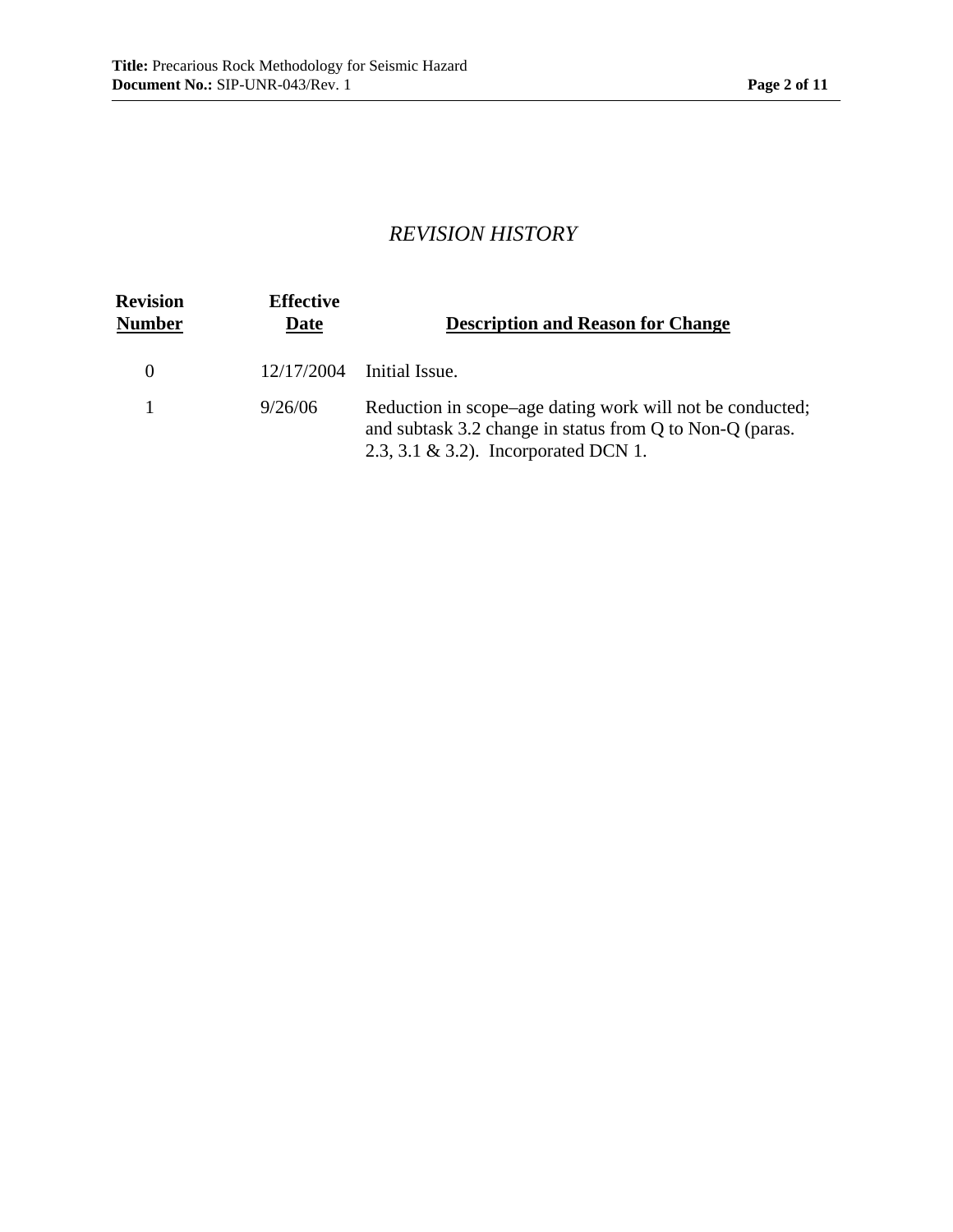*REVISION HISTORY*

| Revision Number | Effective Date | Description and Reason for Change |
|---|---|---|
| 0 | 12/17/2004 | Initial Issue. |
| 1 | 9/26/06 | Reduction in scope–age dating work will not be conducted; and subtask 3.2 change in status from Q to Non-Q (paras. 2.3, 3.1 & 3.2). Incorporated DCN 1. |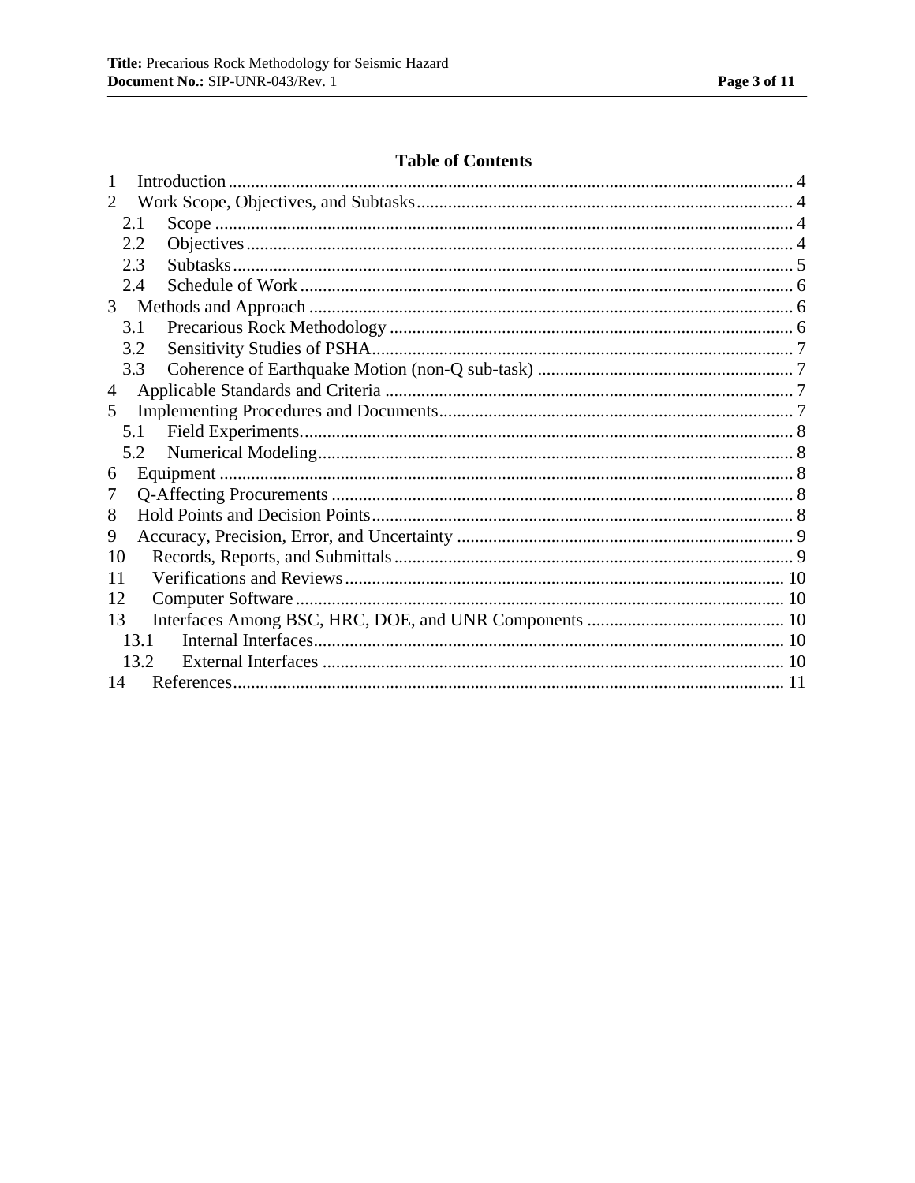# Table of Contents

1 Introduction ........ 4
2 Work Scope, Objectives, and Subtasks ........ 4
  2.1 Scope ........ 4
  2.2 Objectives ........ 4
  2.3 Subtasks ........ 5
  2.4 Schedule of Work ........ 6
3 Methods and Approach ........ 6
  3.1 Precarious Rock Methodology ........ 6
  3.2 Sensitivity Studies of PSHA ........ 7
  3.3 Coherence of Earthquake Motion (non-Q sub-task) ........ 7
4 Applicable Standards and Criteria ........ 7
5 Implementing Procedures and Documents ........ 7
  5.1 Field Experiments ........ 8
  5.2 Numerical Modeling ........ 8
6 Equipment ........ 8
7 Q-Affecting Procurements ........ 8
8 Hold Points and Decision Points ........ 8
9 Accuracy, Precision, Error, and Uncertainty ........ 9
10 Records, Reports, and Submittals ........ 9
11 Verifications and Reviews ........ 10
12 Computer Software ........ 10
13 Interfaces Among BSC, HRC, DOE, and UNR Components ........ 10
  13.1 Internal Interfaces ........ 10
  13.2 External Interfaces ........ 10
14 References ........ 11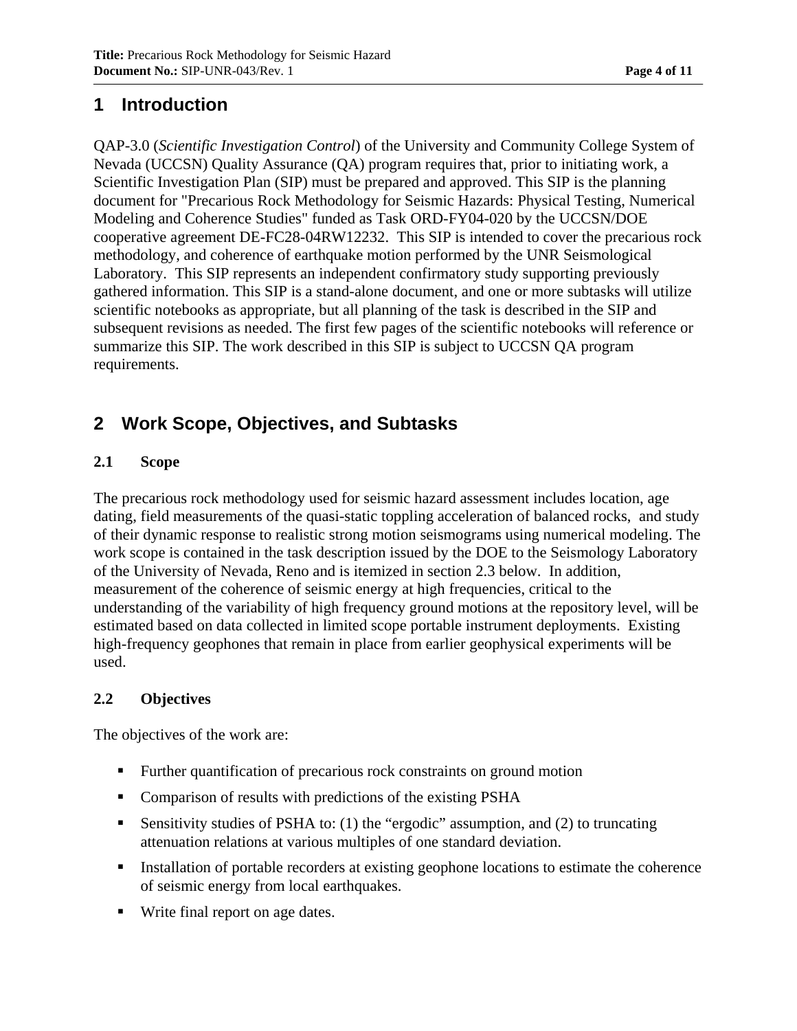# 1 Introduction

QAP-3.0 (*Scientific Investigation Control*) of the University and Community College System of Nevada (UCCSN) Quality Assurance (QA) program requires that, prior to initiating work, a Scientific Investigation Plan (SIP) must be prepared and approved. This SIP is the planning document for "Precarious Rock Methodology for Seismic Hazards: Physical Testing, Numerical Modeling and Coherence Studies" funded as Task ORD-FY04-020 by the UCCSN/DOE cooperative agreement DE-FC28-04RW12232. This SIP is intended to cover the precarious rock methodology, and coherence of earthquake motion performed by the UNR Seismological Laboratory. This SIP represents an independent confirmatory study supporting previously gathered information. This SIP is a stand-alone document, and one or more subtasks will utilize scientific notebooks as appropriate, but all planning of the task is described in the SIP and subsequent revisions as needed. The first few pages of the scientific notebooks will reference or summarize this SIP. The work described in this SIP is subject to UCCSN QA program requirements.

# 2 Work Scope, Objectives, and Subtasks

## 2.1 Scope

The precarious rock methodology used for seismic hazard assessment includes location, age dating, field measurements of the quasi-static toppling acceleration of balanced rocks, and study of their dynamic response to realistic strong motion seismograms using numerical modeling. The work scope is contained in the task description issued by the DOE to the Seismology Laboratory of the University of Nevada, Reno and is itemized in section 2.3 below. In addition, measurement of the coherence of seismic energy at high frequencies, critical to the understanding of the variability of high frequency ground motions at the repository level, will be estimated based on data collected in limited scope portable instrument deployments. Existing high-frequency geophones that remain in place from earlier geophysical experiments will be used.

## 2.2 Objectives

The objectives of the work are:

- Further quantification of precarious rock constraints on ground motion
- Comparison of results with predictions of the existing PSHA
- Sensitivity studies of PSHA to: (1) the "ergodic" assumption, and (2) to truncating attenuation relations at various multiples of one standard deviation.
- Installation of portable recorders at existing geophone locations to estimate the coherence of seismic energy from local earthquakes.
- Write final report on age dates.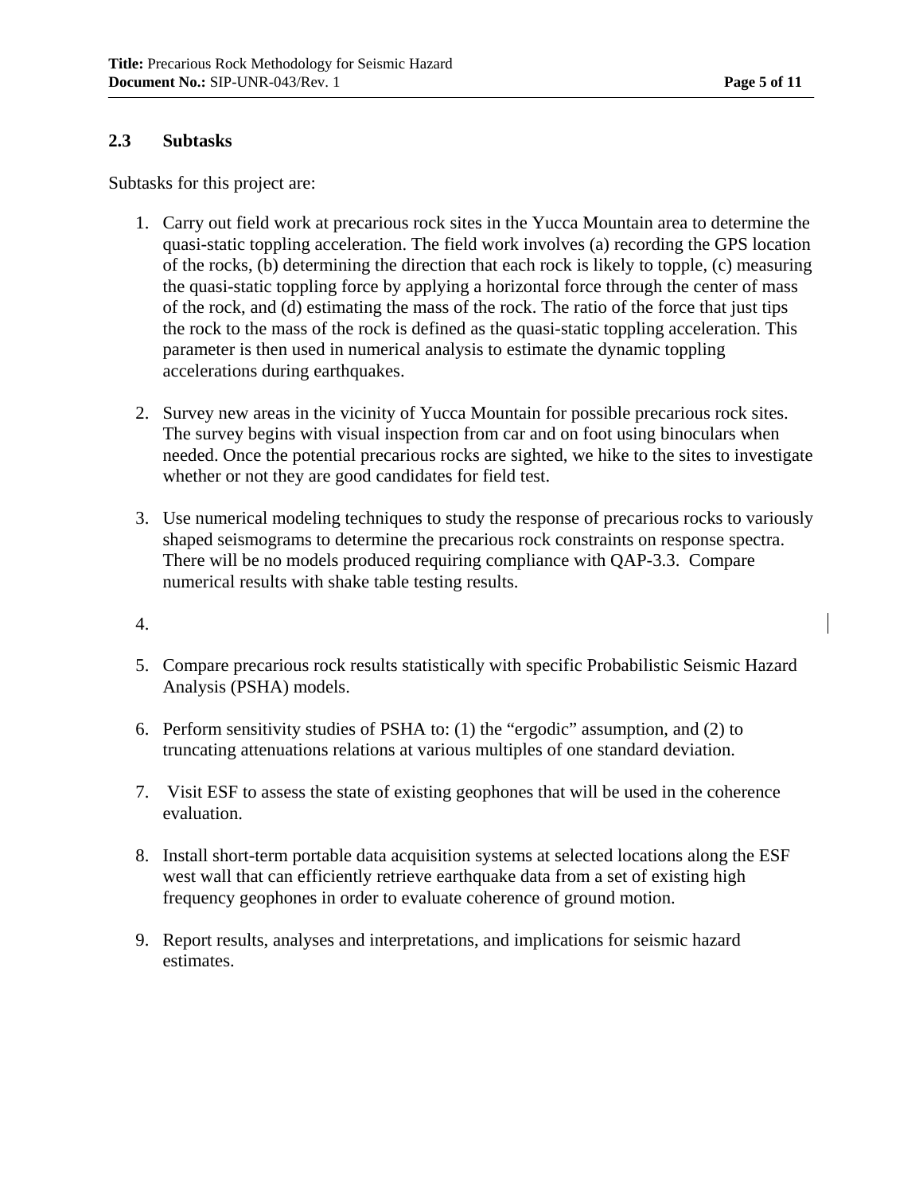## 2.3 Subtasks

Subtasks for this project are:

1. Carry out field work at precarious rock sites in the Yucca Mountain area to determine the quasi-static toppling acceleration. The field work involves (a) recording the GPS location of the rocks, (b) determining the direction that each rock is likely to topple, (c) measuring the quasi-static toppling force by applying a horizontal force through the center of mass of the rock, and (d) estimating the mass of the rock. The ratio of the force that just tips the rock to the mass of the rock is defined as the quasi-static toppling acceleration. This parameter is then used in numerical analysis to estimate the dynamic toppling accelerations during earthquakes.

2. Survey new areas in the vicinity of Yucca Mountain for possible precarious rock sites. The survey begins with visual inspection from car and on foot using binoculars when needed. Once the potential precarious rocks are sighted, we hike to the sites to investigate whether or not they are good candidates for field test.

3. Use numerical modeling techniques to study the response of precarious rocks to variously shaped seismograms to determine the precarious rock constraints on response spectra. There will be no models produced requiring compliance with QAP-3.3. Compare numerical results with shake table testing results.

4. 

5. Compare precarious rock results statistically with specific Probabilistic Seismic Hazard Analysis (PSHA) models.

6. Perform sensitivity studies of PSHA to: (1) the "ergodic" assumption, and (2) to truncating attenuations relations at various multiples of one standard deviation.

7. Visit ESF to assess the state of existing geophones that will be used in the coherence evaluation.

8. Install short-term portable data acquisition systems at selected locations along the ESF west wall that can efficiently retrieve earthquake data from a set of existing high frequency geophones in order to evaluate coherence of ground motion.

9. Report results, analyses and interpretations, and implications for seismic hazard estimates.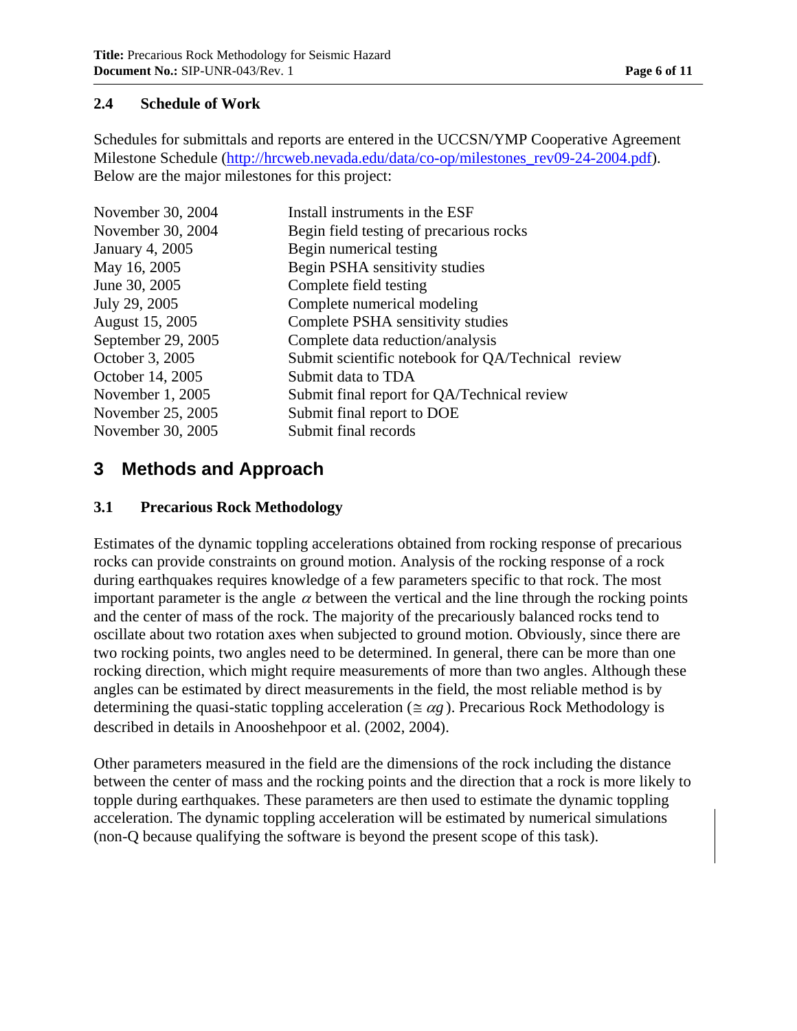### 2.4 Schedule of Work

Schedules for submittals and reports are entered in the UCCSN/YMP Cooperative Agreement Milestone Schedule (http://hrcweb.nevada.edu/data/co-op/milestones_rev09-24-2004.pdf). Below are the major milestones for this project:

| | |
|---|---|
| November 30, 2004 | Install instruments in the ESF |
| November 30, 2004 | Begin field testing of precarious rocks |
| January 4, 2005 | Begin numerical testing |
| May 16, 2005 | Begin PSHA sensitivity studies |
| June 30, 2005 | Complete field testing |
| July 29, 2005 | Complete numerical modeling |
| August 15, 2005 | Complete PSHA sensitivity studies |
| September 29, 2005 | Complete data reduction/analysis |
| October 3, 2005 | Submit scientific notebook for QA/Technical review |
| October 14, 2005 | Submit data to TDA |
| November 1, 2005 | Submit final report for QA/Technical review |
| November 25, 2005 | Submit final report to DOE |
| November 30, 2005 | Submit final records |

# 3 Methods and Approach

### 3.1 Precarious Rock Methodology

Estimates of the dynamic toppling accelerations obtained from rocking response of precarious rocks can provide constraints on ground motion. Analysis of the rocking response of a rock during earthquakes requires knowledge of a few parameters specific to that rock. The most important parameter is the angle $\alpha$ between the vertical and the line through the rocking points and the center of mass of the rock. The majority of the precariously balanced rocks tend to oscillate about two rotation axes when subjected to ground motion. Obviously, since there are two rocking points, two angles need to be determined. In general, there can be more than one rocking direction, which might require measurements of more than two angles. Although these angles can be estimated by direct measurements in the field, the most reliable method is by determining the quasi-static toppling acceleration ($\cong \alpha g$). Precarious Rock Methodology is described in details in Anooshehpoor et al. (2002, 2004).

Other parameters measured in the field are the dimensions of the rock including the distance between the center of mass and the rocking points and the direction that a rock is more likely to topple during earthquakes. These parameters are then used to estimate the dynamic toppling acceleration. The dynamic toppling acceleration will be estimated by numerical simulations (non-Q because qualifying the software is beyond the present scope of this task).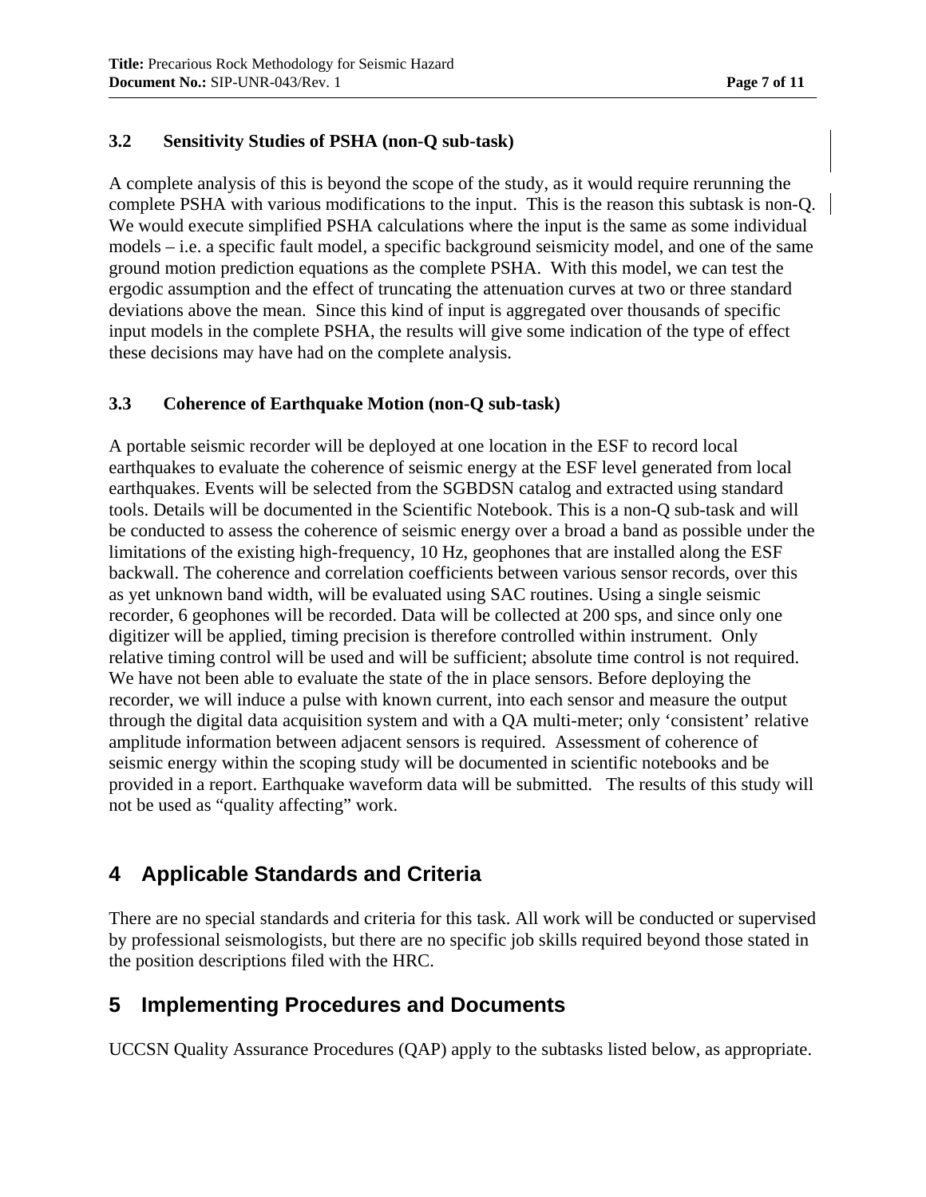### 3.2 Sensitivity Studies of PSHA (non-Q sub-task)

A complete analysis of this is beyond the scope of the study, as it would require rerunning the complete PSHA with various modifications to the input. This is the reason this subtask is non-Q. We would execute simplified PSHA calculations where the input is the same as some individual models – i.e. a specific fault model, a specific background seismicity model, and one of the same ground motion prediction equations as the complete PSHA. With this model, we can test the ergodic assumption and the effect of truncating the attenuation curves at two or three standard deviations above the mean. Since this kind of input is aggregated over thousands of specific input models in the complete PSHA, the results will give some indication of the type of effect these decisions may have had on the complete analysis.

### 3.3 Coherence of Earthquake Motion (non-Q sub-task)

A portable seismic recorder will be deployed at one location in the ESF to record local earthquakes to evaluate the coherence of seismic energy at the ESF level generated from local earthquakes. Events will be selected from the SGBDSN catalog and extracted using standard tools. Details will be documented in the Scientific Notebook. This is a non-Q sub-task and will be conducted to assess the coherence of seismic energy over a broad a band as possible under the limitations of the existing high-frequency, 10 Hz, geophones that are installed along the ESF backwall. The coherence and correlation coefficients between various sensor records, over this as yet unknown band width, will be evaluated using SAC routines. Using a single seismic recorder, 6 geophones will be recorded. Data will be collected at 200 sps, and since only one digitizer will be applied, timing precision is therefore controlled within instrument. Only relative timing control will be used and will be sufficient; absolute time control is not required. We have not been able to evaluate the state of the in place sensors. Before deploying the recorder, we will induce a pulse with known current, into each sensor and measure the output through the digital data acquisition system and with a QA multi-meter; only 'consistent' relative amplitude information between adjacent sensors is required. Assessment of coherence of seismic energy within the scoping study will be documented in scientific notebooks and be provided in a report. Earthquake waveform data will be submitted. The results of this study will not be used as "quality affecting" work.

## 4 Applicable Standards and Criteria

There are no special standards and criteria for this task. All work will be conducted or supervised by professional seismologists, but there are no specific job skills required beyond those stated in the position descriptions filed with the HRC.

## 5 Implementing Procedures and Documents

UCCSN Quality Assurance Procedures (QAP) apply to the subtasks listed below, as appropriate.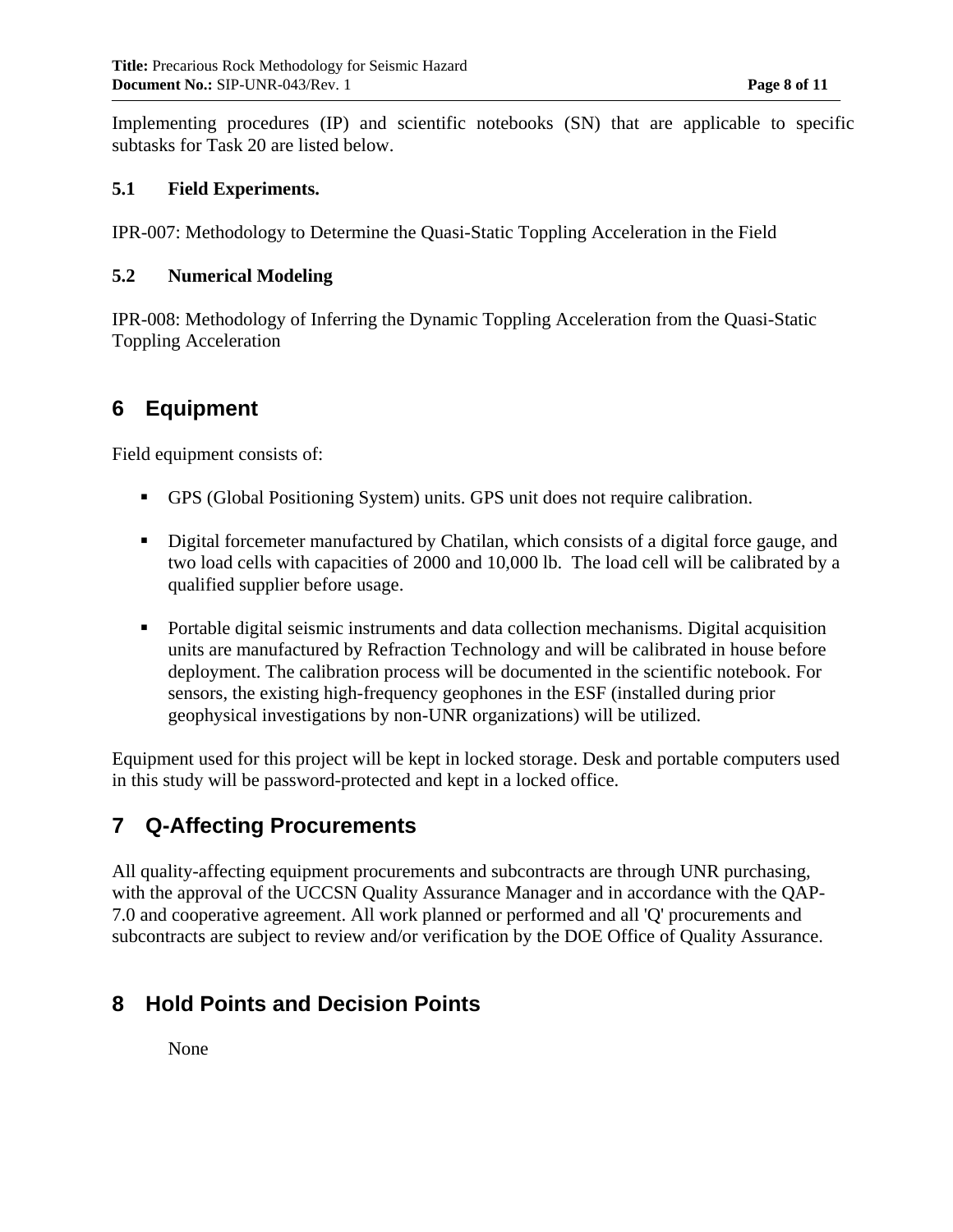Implementing procedures (IP) and scientific notebooks (SN) that are applicable to specific subtasks for Task 20 are listed below.

### 5.1 Field Experiments.

IPR-007: Methodology to Determine the Quasi-Static Toppling Acceleration in the Field

### 5.2 Numerical Modeling

IPR-008: Methodology of Inferring the Dynamic Toppling Acceleration from the Quasi-Static Toppling Acceleration

## 6 Equipment

Field equipment consists of:

- GPS (Global Positioning System) units. GPS unit does not require calibration.
- Digital forcemeter manufactured by Chatilan, which consists of a digital force gauge, and two load cells with capacities of 2000 and 10,000 lb. The load cell will be calibrated by a qualified supplier before usage.
- Portable digital seismic instruments and data collection mechanisms. Digital acquisition units are manufactured by Refraction Technology and will be calibrated in house before deployment. The calibration process will be documented in the scientific notebook. For sensors, the existing high-frequency geophones in the ESF (installed during prior geophysical investigations by non-UNR organizations) will be utilized.

Equipment used for this project will be kept in locked storage. Desk and portable computers used in this study will be password-protected and kept in a locked office.

## 7 Q-Affecting Procurements

All quality-affecting equipment procurements and subcontracts are through UNR purchasing, with the approval of the UCCSN Quality Assurance Manager and in accordance with the QAP-7.0 and cooperative agreement. All work planned or performed and all 'Q' procurements and subcontracts are subject to review and/or verification by the DOE Office of Quality Assurance.

## 8 Hold Points and Decision Points

None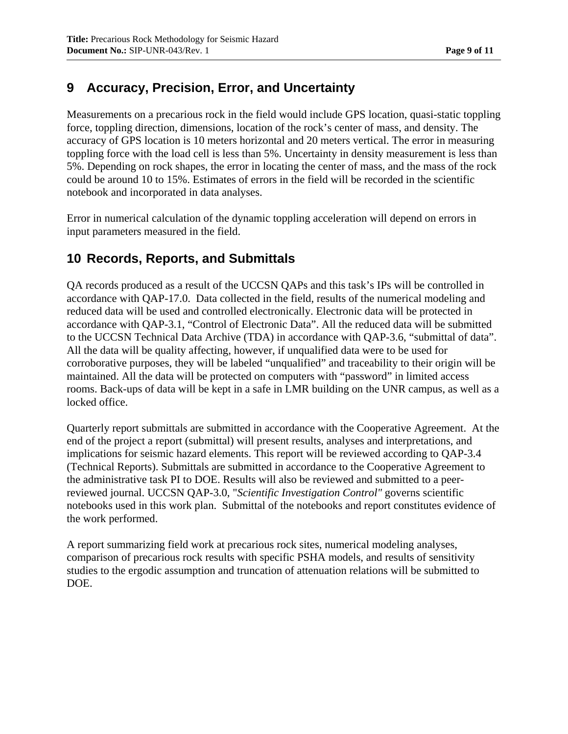## 9 Accuracy, Precision, Error, and Uncertainty

Measurements on a precarious rock in the field would include GPS location, quasi-static toppling force, toppling direction, dimensions, location of the rock's center of mass, and density. The accuracy of GPS location is 10 meters horizontal and 20 meters vertical. The error in measuring toppling force with the load cell is less than 5%. Uncertainty in density measurement is less than 5%. Depending on rock shapes, the error in locating the center of mass, and the mass of the rock could be around 10 to 15%. Estimates of errors in the field will be recorded in the scientific notebook and incorporated in data analyses.

Error in numerical calculation of the dynamic toppling acceleration will depend on errors in input parameters measured in the field.

## 10 Records, Reports, and Submittals

QA records produced as a result of the UCCSN QAPs and this task's IPs will be controlled in accordance with QAP-17.0. Data collected in the field, results of the numerical modeling and reduced data will be used and controlled electronically. Electronic data will be protected in accordance with QAP-3.1, "Control of Electronic Data". All the reduced data will be submitted to the UCCSN Technical Data Archive (TDA) in accordance with QAP-3.6, "submittal of data". All the data will be quality affecting, however, if unqualified data were to be used for corroborative purposes, they will be labeled "unqualified" and traceability to their origin will be maintained. All the data will be protected on computers with "password" in limited access rooms. Back-ups of data will be kept in a safe in LMR building on the UNR campus, as well as a locked office.

Quarterly report submittals are submitted in accordance with the Cooperative Agreement. At the end of the project a report (submittal) will present results, analyses and interpretations, and implications for seismic hazard elements. This report will be reviewed according to QAP-3.4 (Technical Reports). Submittals are submitted in accordance to the Cooperative Agreement to the administrative task PI to DOE. Results will also be reviewed and submitted to a peer-reviewed journal. UCCSN QAP-3.0, "*Scientific Investigation Control"* governs scientific notebooks used in this work plan. Submittal of the notebooks and report constitutes evidence of the work performed.

A report summarizing field work at precarious rock sites, numerical modeling analyses, comparison of precarious rock results with specific PSHA models, and results of sensitivity studies to the ergodic assumption and truncation of attenuation relations will be submitted to DOE.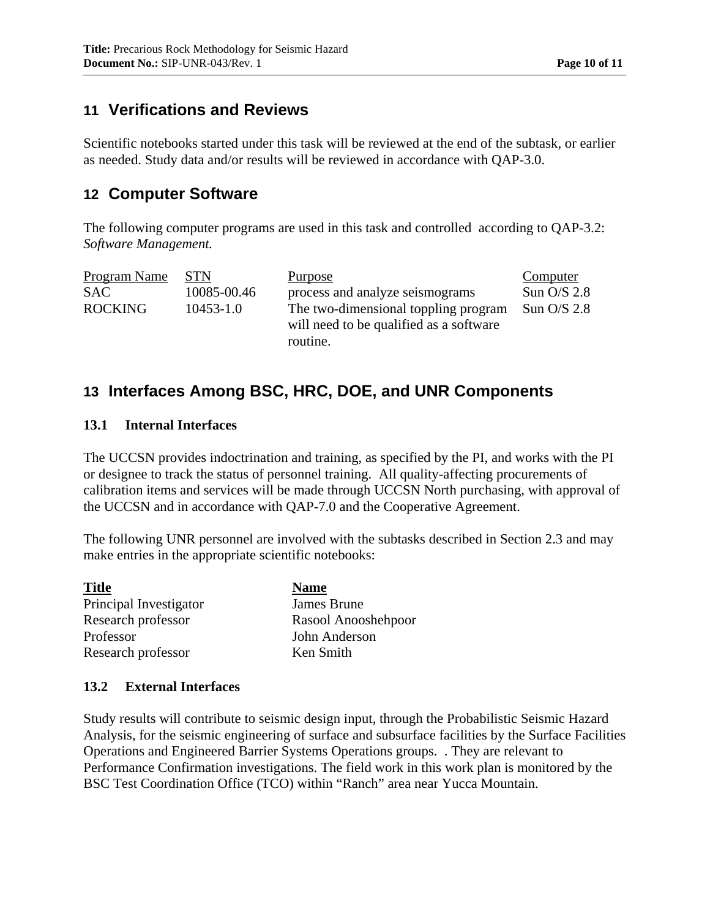## 11 Verifications and Reviews

Scientific notebooks started under this task will be reviewed at the end of the subtask, or earlier as needed. Study data and/or results will be reviewed in accordance with QAP-3.0.

## 12 Computer Software

The following computer programs are used in this task and controlled according to QAP-3.2: *Software Management.*

| Program Name | STN | Purpose | Computer |
| --- | --- | --- | --- |
| SAC | 10085-00.46 | process and analyze seismograms | Sun O/S 2.8 |
| ROCKING | 10453-1.0 | The two-dimensional toppling program will need to be qualified as a software routine. | Sun O/S 2.8 |

## 13 Interfaces Among BSC, HRC, DOE, and UNR Components

### 13.1 Internal Interfaces

The UCCSN provides indoctrination and training, as specified by the PI, and works with the PI or designee to track the status of personnel training. All quality-affecting procurements of calibration items and services will be made through UCCSN North purchasing, with approval of the UCCSN and in accordance with QAP-7.0 and the Cooperative Agreement.

The following UNR personnel are involved with the subtasks described in Section 2.3 and may make entries in the appropriate scientific notebooks:

| Title | Name |
| --- | --- |
| Principal Investigator | James Brune |
| Research professor | Rasool Anooshehpoor |
| Professor | John Anderson |
| Research professor | Ken Smith |

### 13.2 External Interfaces

Study results will contribute to seismic design input, through the Probabilistic Seismic Hazard Analysis, for the seismic engineering of surface and subsurface facilities by the Surface Facilities Operations and Engineered Barrier Systems Operations groups. . They are relevant to Performance Confirmation investigations. The field work in this work plan is monitored by the BSC Test Coordination Office (TCO) within "Ranch" area near Yucca Mountain.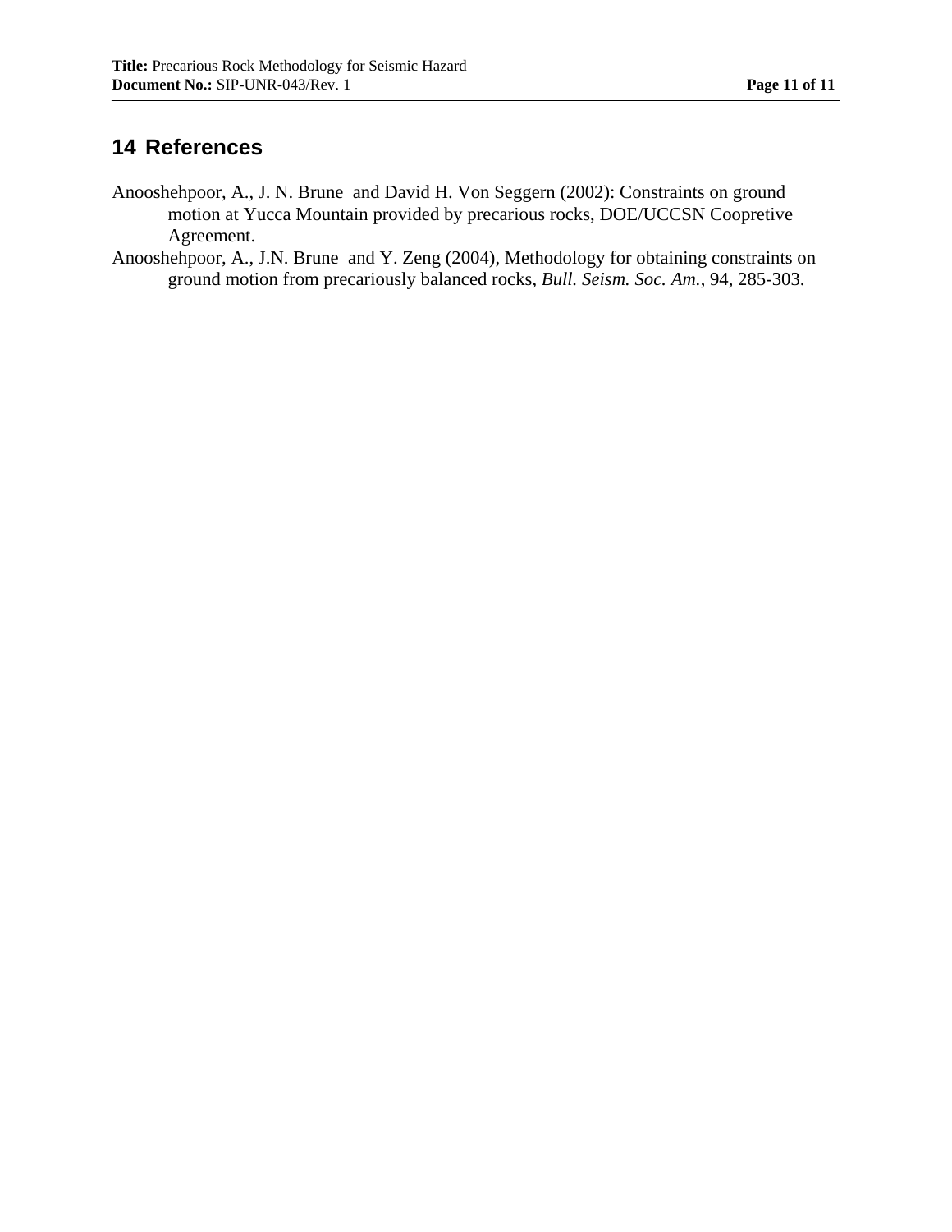# 14 References

Anooshehpoor, A., J. N. Brune  and David H. Von Seggern (2002): Constraints on ground motion at Yucca Mountain provided by precarious rocks, DOE/UCCSN Coopretive Agreement.

Anooshehpoor, A., J.N. Brune  and Y. Zeng (2004), Methodology for obtaining constraints on ground motion from precariously balanced rocks, *Bull. Seism. Soc. Am.*, 94, 285-303.